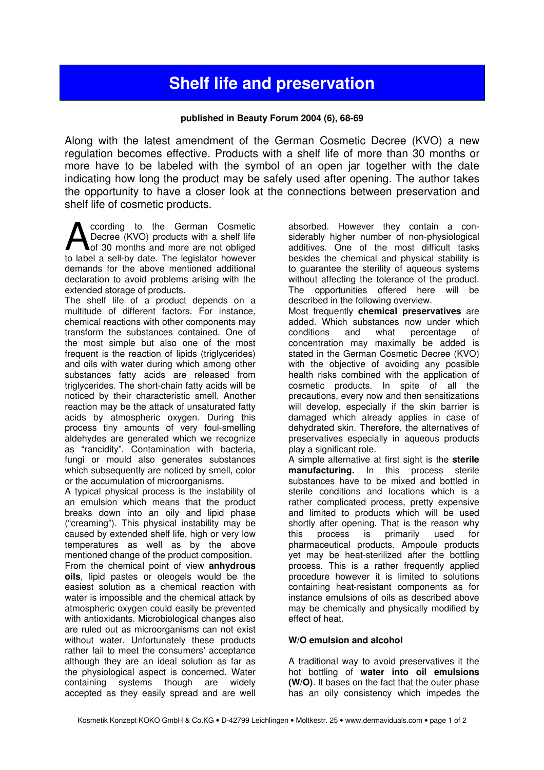# Shelf life and preservation

**published in Beauty Forum 2004 (6), 68-69**

Along with the latest amendment of the German Cosmetic Decree (KVO) a new regulation becomes effective. Products with a shelf life of more than 30 months or more have to be labeled with the symbol of an open jar together with the date indicating how long the product may be safely used after opening. The author takes the opportunity to have a closer look at the connections between preservation and shelf life of cosmetic products.

According to the German Cosmetic Decree (KVO) products with a shelf life of 30 months and more are not obliged to label a sell-by date. The legislator however demands for the above mentioned additional declaration to avoid problems arising with the extended storage of products.

The shelf life of a product depends on a multitude of different factors. For instance, chemical reactions with other components may transform the substances contained. One of the most simple but also one of the most frequent is the reaction of lipids (triglycerides) and oils with water during which among other substances fatty acids are released from triglycerides. The short-chain fatty acids will be noticed by their characteristic smell. Another reaction may be the attack of unsaturated fatty acids by atmospheric oxygen. During this process tiny amounts of very foul-smelling aldehydes are generated which we recognize as "rancidity". Contamination with bacteria, fungi or mould also generates substances which subsequently are noticed by smell, color or the accumulation of microorganisms.

A typical physical process is the instability of an emulsion which means that the product breaks down into an oily and lipid phase ("creaming"). This physical instability may be caused by extended shelf life, high or very low temperatures as well as by the above mentioned change of the product composition.

From the chemical point of view **anhydrous oils**, lipid pastes or oleogels would be the easiest solution as a chemical reaction with water is impossible and the chemical attack by atmospheric oxygen could easily be prevented with antioxidants. Microbiological changes also are ruled out as microorganisms can not exist without water. Unfortunately these products rather fail to meet the consumers' acceptance although they are an ideal solution as far as the physiological aspect is concerned. Water containing systems though are widely accepted as they easily spread and are well absorbed. However they contain a considerably higher number of non-physiological additives. One of the most difficult tasks besides the chemical and physical stability is to guarantee the sterility of aqueous systems without affecting the tolerance of the product. The opportunities offered here will be described in the following overview.

Most frequently **chemical preservatives** are added. Which substances now under which conditions and what percentage of concentration may maximally be added is stated in the German Cosmetic Decree (KVO) with the objective of avoiding any possible health risks combined with the application of cosmetic products. In spite of all the precautions, every now and then sensitizations will develop, especially if the skin barrier is damaged which already applies in case of dehydrated skin. Therefore, the alternatives of preservatives especially in aqueous products play a significant role.

A simple alternative at first sight is the **sterile manufacturing.** In this process sterile substances have to be mixed and bottled in sterile conditions and locations which is a rather complicated process, pretty expensive and limited to products which will be used shortly after opening. That is the reason why this process is primarily used for pharmaceutical products. Ampoule products yet may be heat-sterilized after the bottling process. This is a rather frequently applied procedure however it is limited to solutions containing heat-resistant components as for instance emulsions of oils as described above may be chemically and physically modified by effect of heat.

### W/O emulsion and alcohol

A traditional way to avoid preservatives it the hot bottling of **water into oil emulsions (W/O)**. It bases on the fact that the outer phase has an oily consistency which impedes the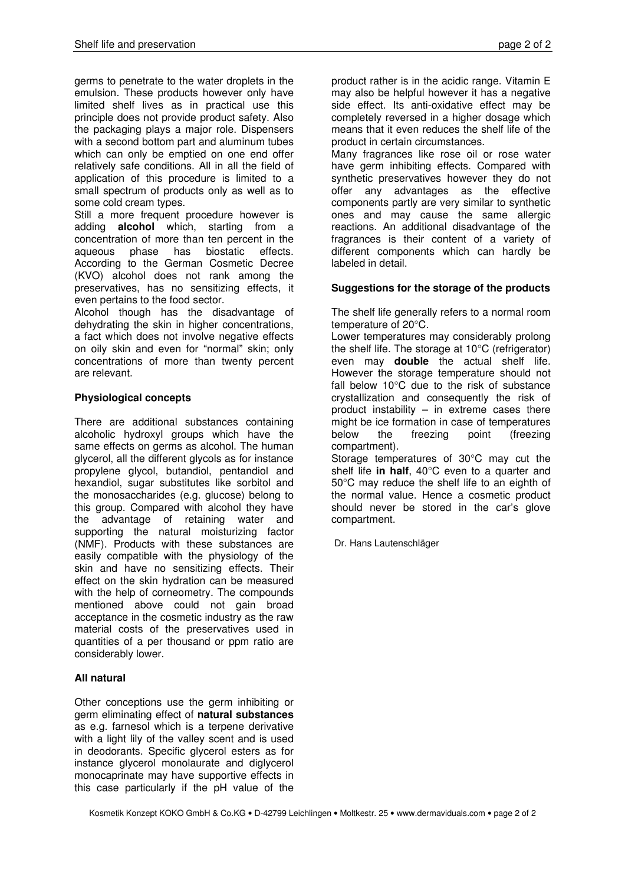germs to penetrate to the water droplets in the emulsion. These products however only have limited shelf lives as in practical use this principle does not provide product safety. Also the packaging plays a major role. Dispensers with a second bottom part and aluminum tubes which can only be emptied on one end offer relatively safe conditions. All in all the field of application of this procedure is limited to a small spectrum of products only as well as to some cold cream types.

Still a more frequent procedure however is adding **alcohol** which, starting from a concentration of more than ten percent in the aqueous phase has biostatic effects. According to the German Cosmetic Decree (KVO) alcohol does not rank among the preservatives, has no sensitizing effects, it even pertains to the food sector.

Alcohol though has the disadvantage of dehydrating the skin in higher concentrations, a fact which does not involve negative effects on oily skin and even for "normal" skin; only concentrations of more than twenty percent are relevant.

**Physiological concepts**

There are additional substances containing alcoholic hydroxyl groups which have the same effects on germs as alcohol. The human glycerol, all the different glycols as for instance propylene glycol, butandiol, pentandiol and hexandiol, sugar substitutes like sorbitol and the monosaccharides (e.g. glucose) belong to this group. Compared with alcohol they have the advantage of retaining water and supporting the natural moisturizing factor (NMF). Products with these substances are easily compatible with the physiology of the skin and have no sensitizing effects. Their effect on the skin hydration can be measured with the help of corneometry. The compounds mentioned above could not gain broad acceptance in the cosmetic industry as the raw material costs of the preservatives used in quantities of a per thousand or ppm ratio are considerably lower.

**All natural**

Other conceptions use the germ inhibiting or germ eliminating effect of **natural substances** as e.g. farnesol which is a terpene derivative with a light lily of the valley scent and is used in deodorants. Specific glycerol esters as for instance glycerol monolaurate and diglycerol monocaprinate may have supportive effects in this case particularly if the pH value of the product rather is in the acidic range. Vitamin E may also be helpful however it has a negative side effect. Its anti-oxidative effect may be completely reversed in a higher dosage which means that it even reduces the shelf life of the product in certain circumstances.

Many fragrances like rose oil or rose water have germ inhibiting effects. Compared with synthetic preservatives however they do not offer any advantages as the effective components partly are very similar to synthetic ones and may cause the same allergic reactions. An additional disadvantage of the fragrances is their content of a variety of different components which can hardly be labeled in detail.

**Suggestions for the storage of the products**

The shelf life generally refers to a normal room temperature of 20°C.

Lower temperatures may considerably prolong the shelf life. The storage at 10°C (refrigerator) even may **double** the actual shelf life. However the storage temperature should not fall below 10°C due to the risk of substance crystallization and consequently the risk of product instability – in extreme cases there might be ice formation in case of temperatures below the freezing point (freezing compartment).

Storage temperatures of 30°C may cut the shelf life **in half**, 40°C even to a quarter and 50°C may reduce the shelf life to an eighth of the normal value. Hence a cosmetic product should never be stored in the car's glove compartment.

Dr. Hans Lautenschläger

Kosmetik Konzept KOKO GmbH & Co.KG • D-42799 Leichlingen • Moltkestr. 25 • www.dermaviduals.com